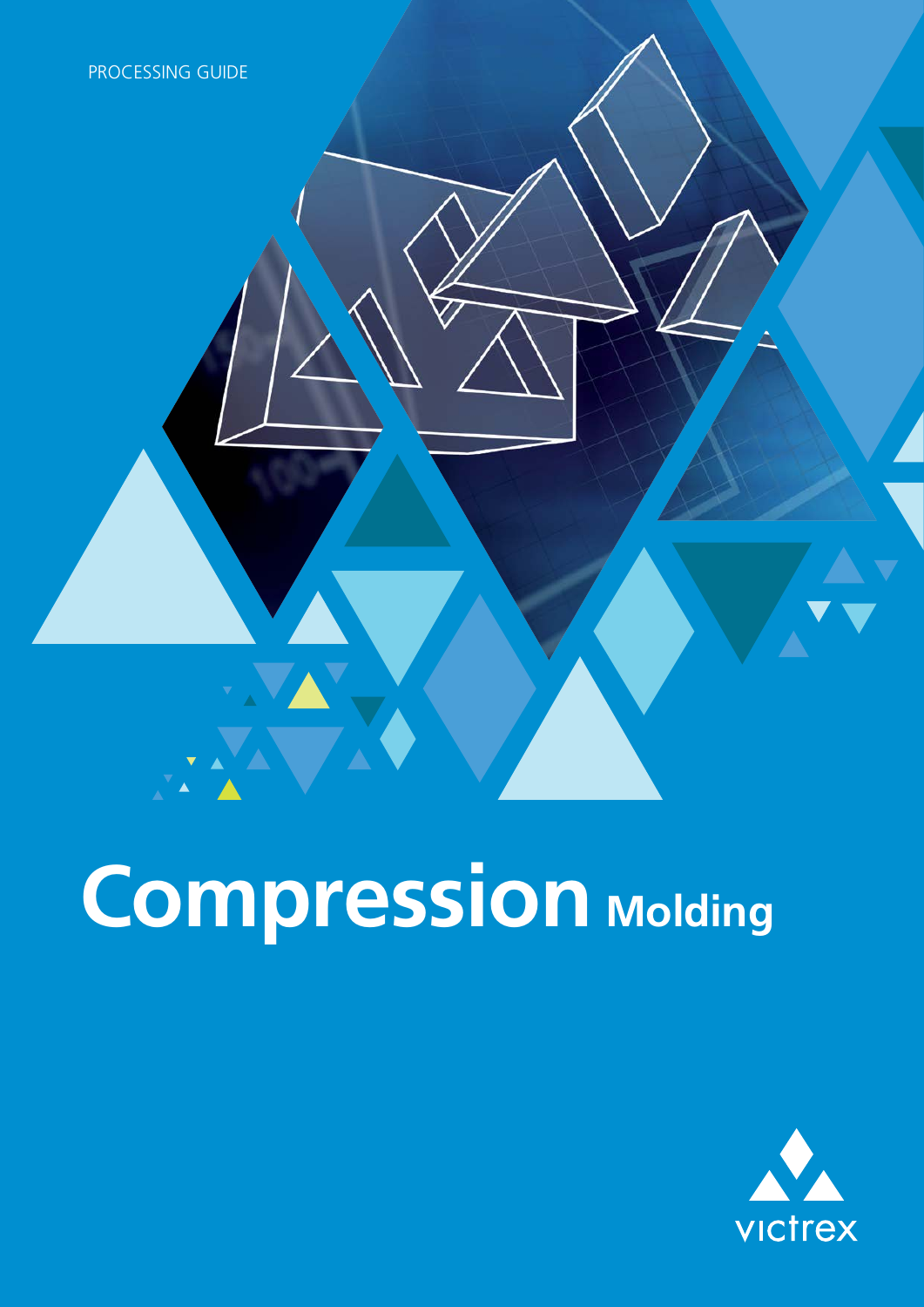PROCESSING GUIDE

# Compression Molding

victrex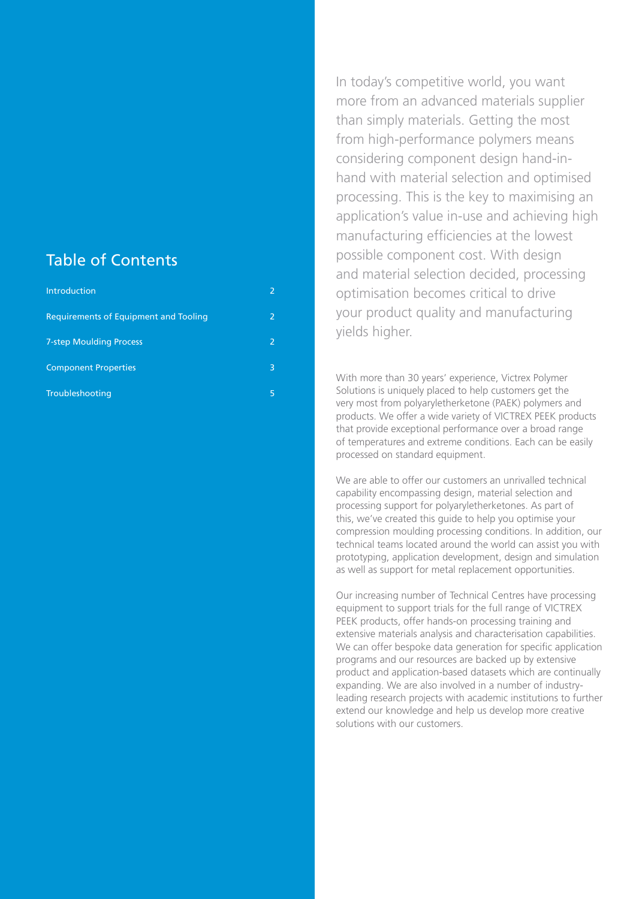## Table of Contents

| | |
|---|---|
| Introduction | 2 |
| Requirements of Equipment and Tooling | 2 |
| 7-step Moulding Process | 2 |
| Component Properties | 3 |
| Troubleshooting | 5 |

In today's competitive world, you want more from an advanced materials supplier than simply materials. Getting the most from high-performance polymers means considering component design hand-in-hand with material selection and optimised processing. This is the key to maximising an application's value in-use and achieving high manufacturing efficiencies at the lowest possible component cost. With design and material selection decided, processing optimisation becomes critical to drive your product quality and manufacturing yields higher.

With more than 30 years' experience, Victrex Polymer Solutions is uniquely placed to help customers get the very most from polyaryletherketone (PAEK) polymers and products. We offer a wide variety of VICTREX PEEK products that provide exceptional performance over a broad range of temperatures and extreme conditions. Each can be easily processed on standard equipment.

We are able to offer our customers an unrivalled technical capability encompassing design, material selection and processing support for polyaryletherketones. As part of this, we've created this guide to help you optimise your compression moulding processing conditions. In addition, our technical teams located around the world can assist you with prototyping, application development, design and simulation as well as support for metal replacement opportunities.

Our increasing number of Technical Centres have processing equipment to support trials for the full range of VICTREX PEEK products, offer hands-on processing training and extensive materials analysis and characterisation capabilities. We can offer bespoke data generation for specific application programs and our resources are backed up by extensive product and application-based datasets which are continually expanding. We are also involved in a number of industry-leading research projects with academic institutions to further extend our knowledge and help us develop more creative solutions with our customers.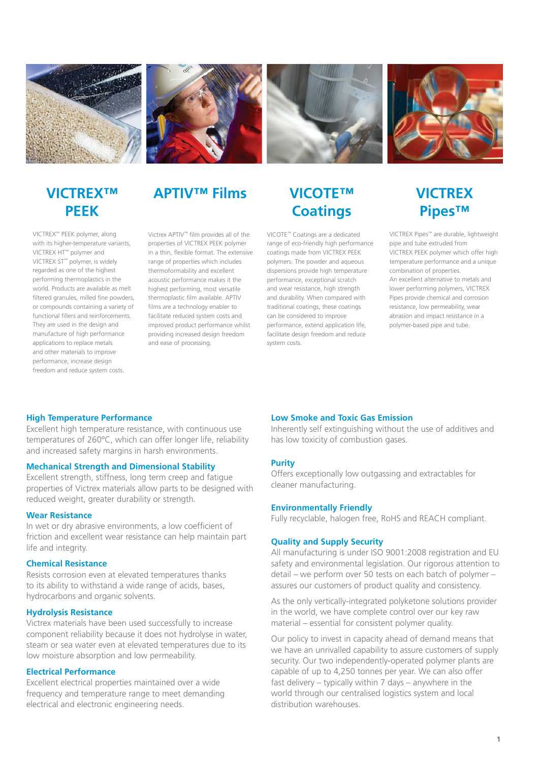## VICTREX™ PEEK

VICTREX™ PEEK polymer, along with its higher-temperature variants, VICTREX HT™ polymer and VICTREX ST™ polymer, is widely regarded as one of the highest performing thermoplastics in the world. Products are available as melt filtered granules, milled fine powders, or compounds containing a variety of functional fillers and reinforcements. They are used in the design and manufacture of high performance applications to replace metals and other materials to improve performance, increase design freedom and reduce system costs.

## APTIV™ Films

Victrex APTIV™ film provides all of the properties of VICTREX PEEK polymer in a thin, flexible format. The extensive range of properties which includes thermoformability and excellent acoustic performance makes it the highest performing, most versatile thermoplastic film available. APTIV films are a technology enabler to facilitate reduced system costs and improved product performance whilst providing increased design freedom and ease of processing.

## VICOTE™ Coatings

VICOTE™ Coatings are a dedicated range of eco-friendly high performance coatings made from VICTREX PEEK polymers. The powder and aqueous dispersions provide high temperature performance, exceptional scratch and wear resistance, high strength and durability. When compared with traditional coatings, these coatings can be considered to improve performance, extend application life, facilitate design freedom and reduce system costs.

## VICTREX Pipes™

VICTREX Pipes™ are durable, lightweight pipe and tube extruded from VICTREX PEEK polymer which offer high temperature performance and a unique combination of properties. An excellent alternative to metals and lower performing polymers, VICTREX Pipes provide chemical and corrosion resistance, low permeability, wear abrasion and impact resistance in a polymer-based pipe and tube.

### High Temperature Performance

Excellent high temperature resistance, with continuous use temperatures of 260°C, which can offer longer life, reliability and increased safety margins in harsh environments.

### Mechanical Strength and Dimensional Stability

Excellent strength, stiffness, long term creep and fatigue properties of Victrex materials allow parts to be designed with reduced weight, greater durability or strength.

### Wear Resistance

In wet or dry abrasive environments, a low coefficient of friction and excellent wear resistance can help maintain part life and integrity.

### Chemical Resistance

Resists corrosion even at elevated temperatures thanks to its ability to withstand a wide range of acids, bases, hydrocarbons and organic solvents.

### Hydrolysis Resistance

Victrex materials have been used successfully to increase component reliability because it does not hydrolyse in water, steam or sea water even at elevated temperatures due to its low moisture absorption and low permeability.

### Electrical Performance

Excellent electrical properties maintained over a wide frequency and temperature range to meet demanding electrical and electronic engineering needs.

### Low Smoke and Toxic Gas Emission

Inherently self extinguishing without the use of additives and has low toxicity of combustion gases.

### Purity

Offers exceptionally low outgassing and extractables for cleaner manufacturing.

### Environmentally Friendly

Fully recyclable, halogen free, RoHS and REACH compliant.

### Quality and Supply Security

All manufacturing is under ISO 9001:2008 registration and EU safety and environmental legislation. Our rigorous attention to detail – we perform over 50 tests on each batch of polymer – assures our customers of product quality and consistency.

As the only vertically-integrated polyketone solutions provider in the world, we have complete control over our key raw material – essential for consistent polymer quality.

Our policy to invest in capacity ahead of demand means that we have an unrivalled capability to assure customers of supply security. Our two independently-operated polymer plants are capable of up to 4,250 tonnes per year. We can also offer fast delivery – typically within 7 days – anywhere in the world through our centralised logistics system and local distribution warehouses.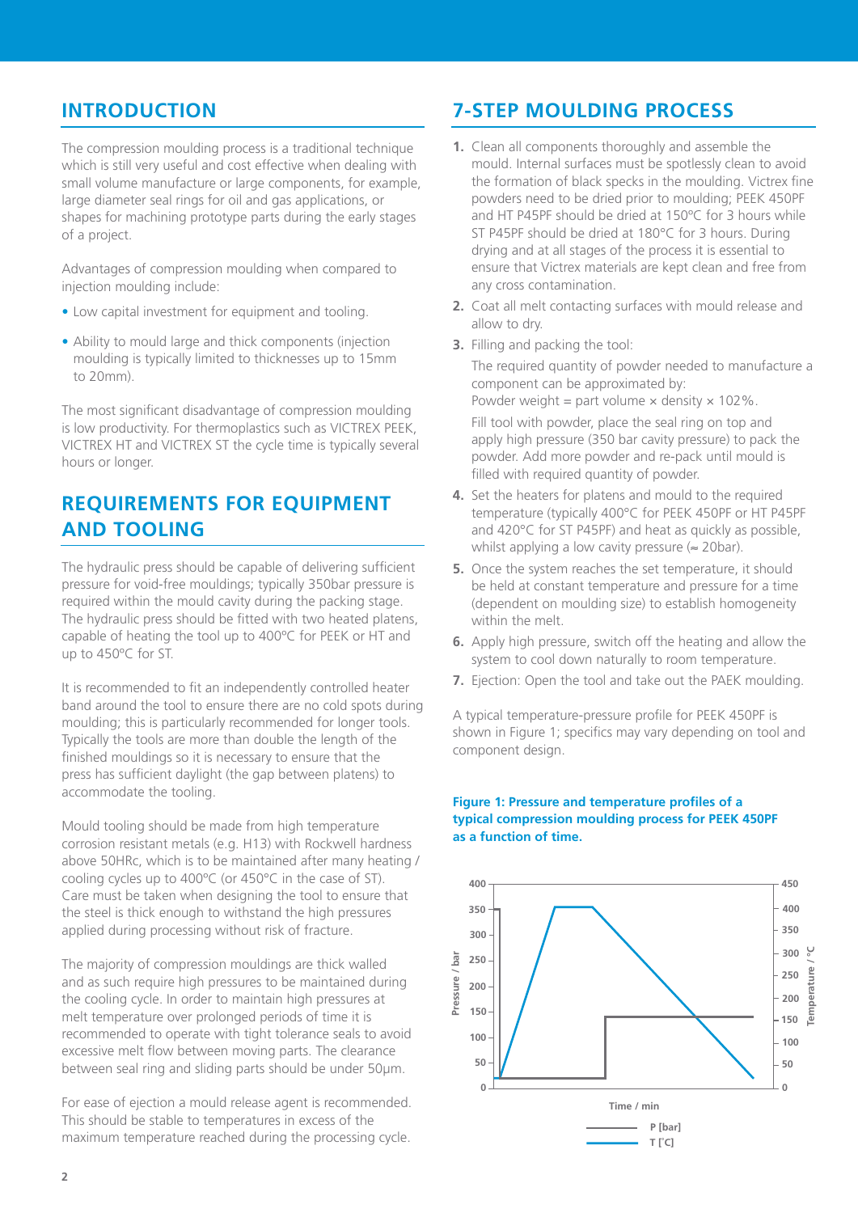## INTRODUCTION

The compression moulding process is a traditional technique which is still very useful and cost effective when dealing with small volume manufacture or large components, for example, large diameter seal rings for oil and gas applications, or shapes for machining prototype parts during the early stages of a project.

Advantages of compression moulding when compared to injection moulding include:

- Low capital investment for equipment and tooling.
- Ability to mould large and thick components (injection moulding is typically limited to thicknesses up to 15mm to 20mm).

The most significant disadvantage of compression moulding is low productivity. For thermoplastics such as VICTREX PEEK, VICTREX HT and VICTREX ST the cycle time is typically several hours or longer.

## REQUIREMENTS FOR EQUIPMENT AND TOOLING

The hydraulic press should be capable of delivering sufficient pressure for void-free mouldings; typically 350bar pressure is required within the mould cavity during the packing stage. The hydraulic press should be fitted with two heated platens, capable of heating the tool up to 400ºC for PEEK or HT and up to 450ºC for ST.

It is recommended to fit an independently controlled heater band around the tool to ensure there are no cold spots during moulding; this is particularly recommended for longer tools. Typically the tools are more than double the length of the finished mouldings so it is necessary to ensure that the press has sufficient daylight (the gap between platens) to accommodate the tooling.

Mould tooling should be made from high temperature corrosion resistant metals (e.g. H13) with Rockwell hardness above 50HRc, which is to be maintained after many heating / cooling cycles up to 400ºC (or 450ºC in the case of ST). Care must be taken when designing the tool to ensure that the steel is thick enough to withstand the high pressures applied during processing without risk of fracture.

The majority of compression mouldings are thick walled and as such require high pressures to be maintained during the cooling cycle. In order to maintain high pressures at melt temperature over prolonged periods of time it is recommended to operate with tight tolerance seals to avoid excessive melt flow between moving parts. The clearance between seal ring and sliding parts should be under 50µm.

For ease of ejection a mould release agent is recommended. This should be stable to temperatures in excess of the maximum temperature reached during the processing cycle.

## 7-STEP MOULDING PROCESS

1. Clean all components thoroughly and assemble the mould. Internal surfaces must be spotlessly clean to avoid the formation of black specks in the moulding. Victrex fine powders need to be dried prior to moulding; PEEK 450PF and HT P45PF should be dried at 150ºC for 3 hours while ST P45PF should be dried at 180ºC for 3 hours. During drying and at all stages of the process it is essential to ensure that Victrex materials are kept clean and free from any cross contamination.
2. Coat all melt contacting surfaces with mould release and allow to dry.
3. Filling and packing the tool:

   The required quantity of powder needed to manufacture a component can be approximated by:
   Powder weight = part volume × density × 102%.

   Fill tool with powder, place the seal ring on top and apply high pressure (350 bar cavity pressure) to pack the powder. Add more powder and re-pack until mould is filled with required quantity of powder.
4. Set the heaters for platens and mould to the required temperature (typically 400°C for PEEK 450PF or HT P45PF and 420°C for ST P45PF) and heat as quickly as possible, whilst applying a low cavity pressure (≈ 20bar).
5. Once the system reaches the set temperature, it should be held at constant temperature and pressure for a time (dependent on moulding size) to establish homogeneity within the melt.
6. Apply high pressure, switch off the heating and allow the system to cool down naturally to room temperature.
7. Ejection: Open the tool and take out the PAEK moulding.

A typical temperature-pressure profile for PEEK 450PF is shown in Figure 1; specifics may vary depending on tool and component design.

**Figure 1: Pressure and temperature profiles of a typical compression moulding process for PEEK 450PF as a function of time.**

Pressure / bar
0
50
100
150
200
250
300
350
400

Temperature / °C
0
50
100
150
200
250
300
350
400
450

Time / min

P [bar]
T [°C]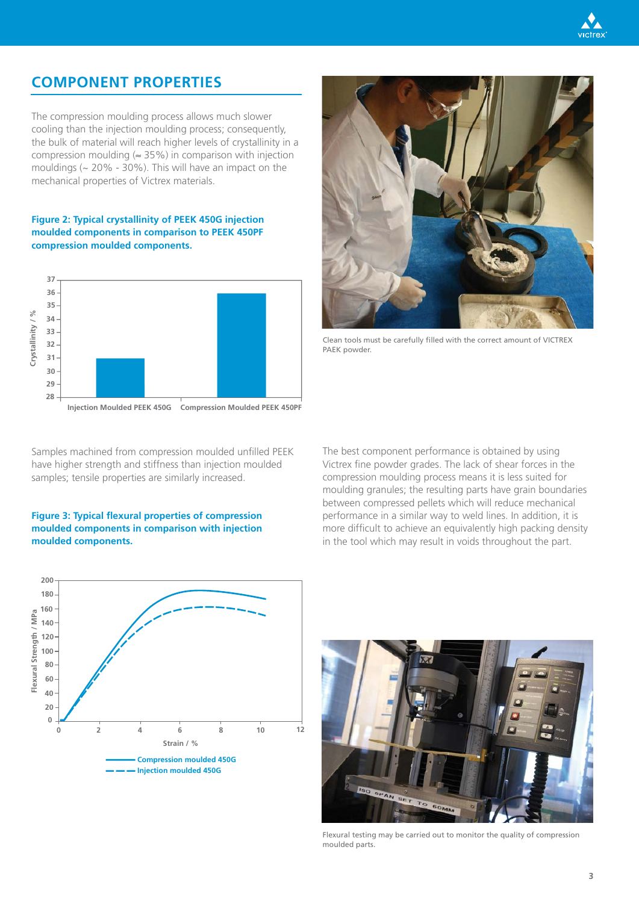## COMPONENT PROPERTIES

The compression moulding process allows much slower cooling than the injection moulding process; consequently, the bulk of material will reach higher levels of crystallinity in a compression moulding (≈ 35%) in comparison with injection mouldings (~ 20% - 30%). This will have an impact on the mechanical properties of Victrex materials.

**Figure 2: Typical crystallinity of PEEK 450G injection moulded components in comparison to PEEK 450PF compression moulded components.**

Crystallinity / %

37
36
35
34
33
32
31
30
29
28

Injection Moulded PEEK 450G
Compression Moulded PEEK 450PF

Clean tools must be carefully filled with the correct amount of VICTREX PAEK powder.

Samples machined from compression moulded unfilled PEEK have higher strength and stiffness than injection moulded samples; tensile properties are similarly increased.

**Figure 3: Typical flexural properties of compression moulded components in comparison with injection moulded components.**

Flexural Strength / MPa

200
180
160
140
120
100
80
60
40
20
0

0
2
4
6
8
10
12

Strain / %

Compression moulded 450G
Injection moulded 450G

The best component performance is obtained by using Victrex fine powder grades. The lack of shear forces in the compression moulding process means it is less suited for moulding granules; the resulting parts have grain boundaries between compressed pellets which will reduce mechanical performance in a similar way to weld lines. In addition, it is more difficult to achieve an equivalently high packing density in the tool which may result in voids throughout the part.

Flexural testing may be carried out to monitor the quality of compression moulded parts.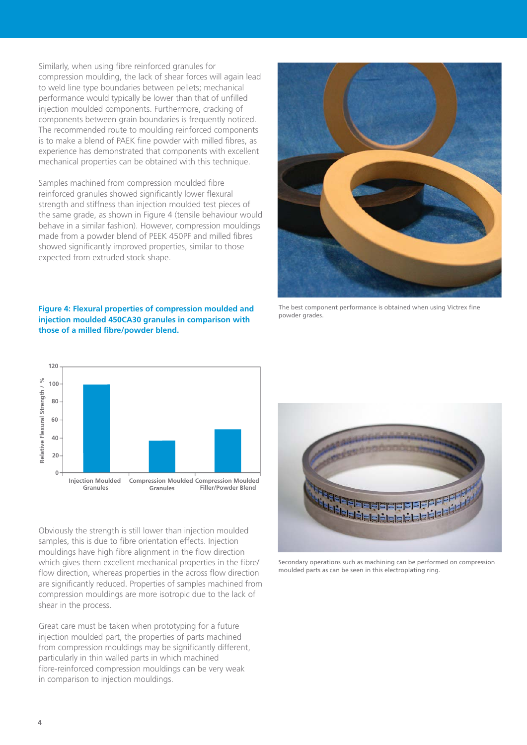Similarly, when using fibre reinforced granules for compression moulding, the lack of shear forces will again lead to weld line type boundaries between pellets; mechanical performance would typically be lower than that of unfilled injection moulded components. Furthermore, cracking of components between grain boundaries is frequently noticed. The recommended route to moulding reinforced components is to make a blend of PAEK fine powder with milled fibres, as experience has demonstrated that components with excellent mechanical properties can be obtained with this technique.

Samples machined from compression moulded fibre reinforced granules showed significantly lower flexural strength and stiffness than injection moulded test pieces of the same grade, as shown in Figure 4 (tensile behaviour would behave in a similar fashion). However, compression mouldings made from a powder blend of PEEK 450PF and milled fibres showed significantly improved properties, similar to those expected from extruded stock shape.

The best component performance is obtained when using Victrex fine powder grades.

**Figure 4: Flexural properties of compression moulded and injection moulded 450CA30 granules in comparison with those of a milled fibre/powder blend.**

Relative Flexural Strength / %

120
100
80
60
40
20
0

Injection Moulded Granules
Compression Moulded Granules
Compression Moulded Filler/Powder Blend

Obviously the strength is still lower than injection moulded samples, this is due to fibre orientation effects. Injection mouldings have high fibre alignment in the flow direction which gives them excellent mechanical properties in the fibre/flow direction, whereas properties in the across flow direction are significantly reduced. Properties of samples machined from compression mouldings are more isotropic due to the lack of shear in the process.

Great care must be taken when prototyping for a future injection moulded part, the properties of parts machined from compression mouldings may be significantly different, particularly in thin walled parts in which machined fibre-reinforced compression mouldings can be very weak in comparison to injection mouldings.

Secondary operations such as machining can be performed on compression moulded parts as can be seen in this electroplating ring.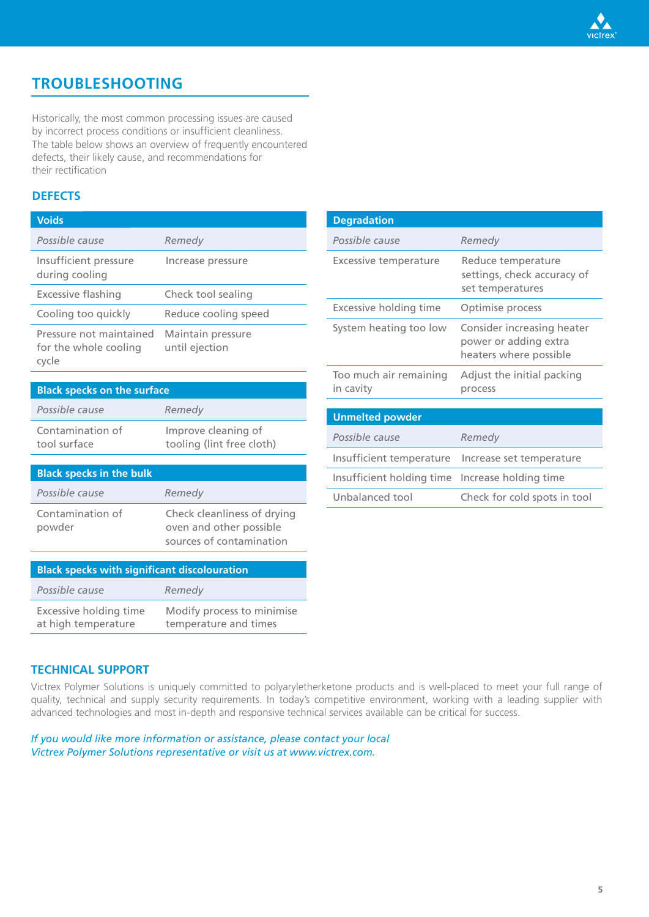# TROUBLESHOOTING

Historically, the most common processing issues are caused by incorrect process conditions or insufficient cleanliness. The table below shows an overview of frequently encountered defects, their likely cause, and recommendations for their rectification

## DEFECTS

### Voids

| *Possible cause* | *Remedy* |
|---|---|
| Insufficient pressure during cooling | Increase pressure |
| Excessive flashing | Check tool sealing |
| Cooling too quickly | Reduce cooling speed |
| Pressure not maintained for the whole cooling cycle | Maintain pressure until ejection |

### Black specks on the surface

| *Possible cause* | *Remedy* |
|---|---|
| Contamination of tool surface | Improve cleaning of tooling (lint free cloth) |

### Black specks in the bulk

| *Possible cause* | *Remedy* |
|---|---|
| Contamination of powder | Check cleanliness of drying oven and other possible sources of contamination |

### Black specks with significant discolouration

| *Possible cause* | *Remedy* |
|---|---|
| Excessive holding time at high temperature | Modify process to minimise temperature and times |

### Degradation

| *Possible cause* | *Remedy* |
|---|---|
| Excessive temperature | Reduce temperature settings, check accuracy of set temperatures |
| Excessive holding time | Optimise process |
| System heating too low | Consider increasing heater power or adding extra heaters where possible |
| Too much air remaining in cavity | Adjust the initial packing process |

### Unmelted powder

| *Possible cause* | *Remedy* |
|---|---|
| Insufficient temperature | Increase set temperature |
| Insufficient holding time | Increase holding time |
| Unbalanced tool | Check for cold spots in tool |

## TECHNICAL SUPPORT

Victrex Polymer Solutions is uniquely committed to polyaryletherketone products and is well-placed to meet your full range of quality, technical and supply security requirements. In today's competitive environment, working with a leading supplier with advanced technologies and most in-depth and responsive technical services available can be critical for success.

*If you would like more information or assistance, please contact your local Victrex Polymer Solutions representative or visit us at www.victrex.com.*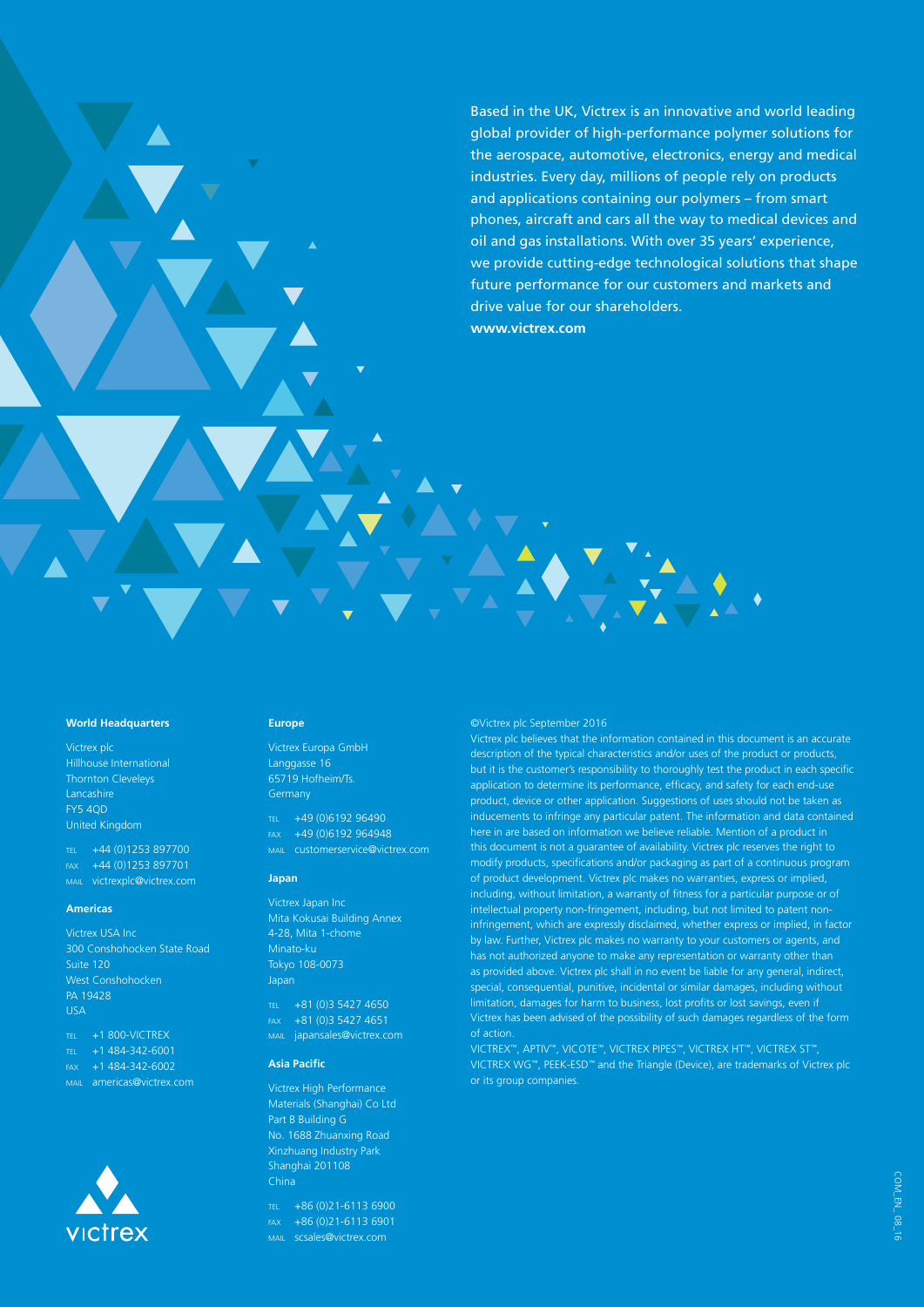Based in the UK, Victrex is an innovative and world leading global provider of high-performance polymer solutions for the aerospace, automotive, electronics, energy and medical industries. Every day, millions of people rely on products and applications containing our polymers – from smart phones, aircraft and cars all the way to medical devices and oil and gas installations. With over 35 years' experience, we provide cutting-edge technological solutions that shape future performance for our customers and markets and drive value for our shareholders.
**www.victrex.com**

**World Headquarters**

Victrex plc
Hillhouse International
Thornton Cleveleys
Lancashire
FY5 4QD
United Kingdom

TEL +44 (0)1253 897700
FAX +44 (0)1253 897701
MAIL victrexplc@victrex.com

**Americas**

Victrex USA Inc
300 Conshohocken State Road
Suite 120
West Conshohocken
PA 19428
USA

TEL +1 800-VICTREX
TEL +1 484-342-6001
FAX +1 484-342-6002
MAIL americas@victrex.com

**Europe**

Victrex Europa GmbH
Langgasse 16
65719 Hofheim/Ts.
Germany

TEL +49 (0)6192 96490
FAX +49 (0)6192 964948
MAIL customerservice@victrex.com

**Japan**

Victrex Japan Inc
Mita Kokusai Building Annex
4-28, Mita 1-chome
Minato-ku
Tokyo 108-0073
Japan

TEL +81 (0)3 5427 4650
FAX +81 (0)3 5427 4651
MAIL japansales@victrex.com

**Asia Pacific**

Victrex High Performance
Materials (Shanghai) Co Ltd
Part B Building G
No. 1688 Zhuanxing Road
Xinzhuang Industry Park
Shanghai 201108
China

TEL +86 (0)21-6113 6900
FAX +86 (0)21-6113 6901
MAIL scsales@victrex.com

©Victrex plc September 2016
Victrex plc believes that the information contained in this document is an accurate description of the typical characteristics and/or uses of the product or products, but it is the customer's responsibility to thoroughly test the product in each specific application to determine its performance, efficacy, and safety for each end-use product, device or other application. Suggestions of uses should not be taken as inducements to infringe any particular patent. The information and data contained here in are based on information we believe reliable. Mention of a product in this document is not a guarantee of availability. Victrex plc reserves the right to modify products, specifications and/or packaging as part of a continuous program of product development. Victrex plc makes no warranties, express or implied, including, without limitation, a warranty of fitness for a particular purpose or of intellectual property non-fringement, including, but not limited to patent non-infringement, which are expressly disclaimed, whether express or implied, in factor by law. Further, Victrex plc makes no warranty to your customers or agents, and has not authorized anyone to make any representation or warranty other than as provided above. Victrex plc shall in no event be liable for any general, indirect, special, consequential, punitive, incidental or similar damages, including without limitation, damages for harm to business, lost profits or lost savings, even if Victrex has been advised of the possibility of such damages regardless of the form of action.
VICTREX™, APTIV™, VICOTE™, VICTREX PIPES™, VICTREX HT™, VICTREX ST™, VICTREX WG™, PEEK-ESD™ and the Triangle (Device), are trademarks of Victrex plc or its group companies.

victrex

COM_EN_08_16